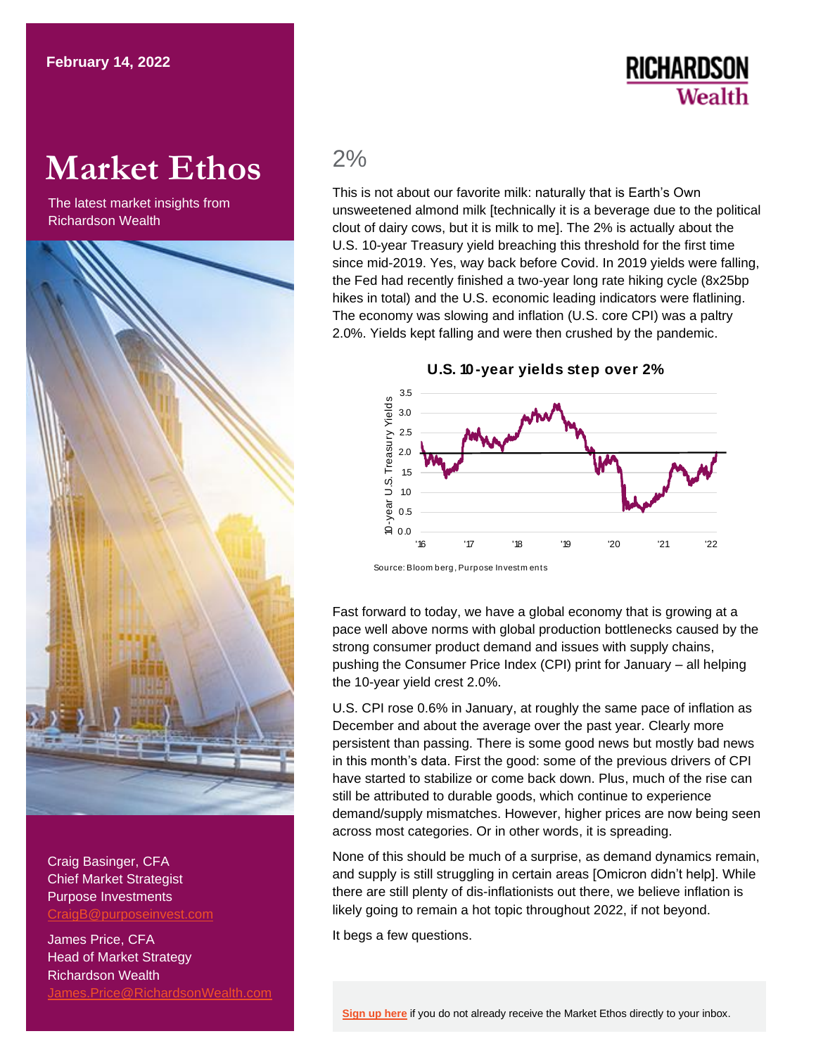February 14, 2022

RICHARDSON Wealth

# Market Ethos

The latest market insights from Richardson Wealth

Craig Basinger, CFA
Chief Market Strategist
Purpose Investments
CraigB@purposeinvest.com

James Price, CFA
Head of Market Strategy
Richardson Wealth
James.Price@RichardsonWealth.com

## 2%

This is not about our favorite milk: naturally that is Earth's Own unsweetened almond milk [technically it is a beverage due to the political clout of dairy cows, but it is milk to me]. The 2% is actually about the U.S. 10-year Treasury yield breaching this threshold for the first time since mid-2019. Yes, way back before Covid. In 2019 yields were falling, the Fed had recently finished a two-year long rate hiking cycle (8x25bp hikes in total) and the U.S. economic leading indicators were flatlining. The economy was slowing and inflation (U.S. core CPI) was a paltry 2.0%. Yields kept falling and were then crushed by the pandemic.

**U.S. 10-year yields step over 2%**

Source: Bloomberg, Purpose Investments

Fast forward to today, we have a global economy that is growing at a pace well above norms with global production bottlenecks caused by the strong consumer product demand and issues with supply chains, pushing the Consumer Price Index (CPI) print for January – all helping the 10-year yield crest 2.0%.

U.S. CPI rose 0.6% in January, at roughly the same pace of inflation as December and about the average over the past year. Clearly more persistent than passing. There is some good news but mostly bad news in this month's data. First the good: some of the previous drivers of CPI have started to stabilize or come back down. Plus, much of the rise can still be attributed to durable goods, which continue to experience demand/supply mismatches. However, higher prices are now being seen across most categories. Or in other words, it is spreading.

None of this should be much of a surprise, as demand dynamics remain, and supply is still struggling in certain areas [Omicron didn't help]. While there are still plenty of dis-inflationists out there, we believe inflation is likely going to remain a hot topic throughout 2022, if not beyond.

It begs a few questions.

**Sign up here** if you do not already receive the Market Ethos directly to your inbox.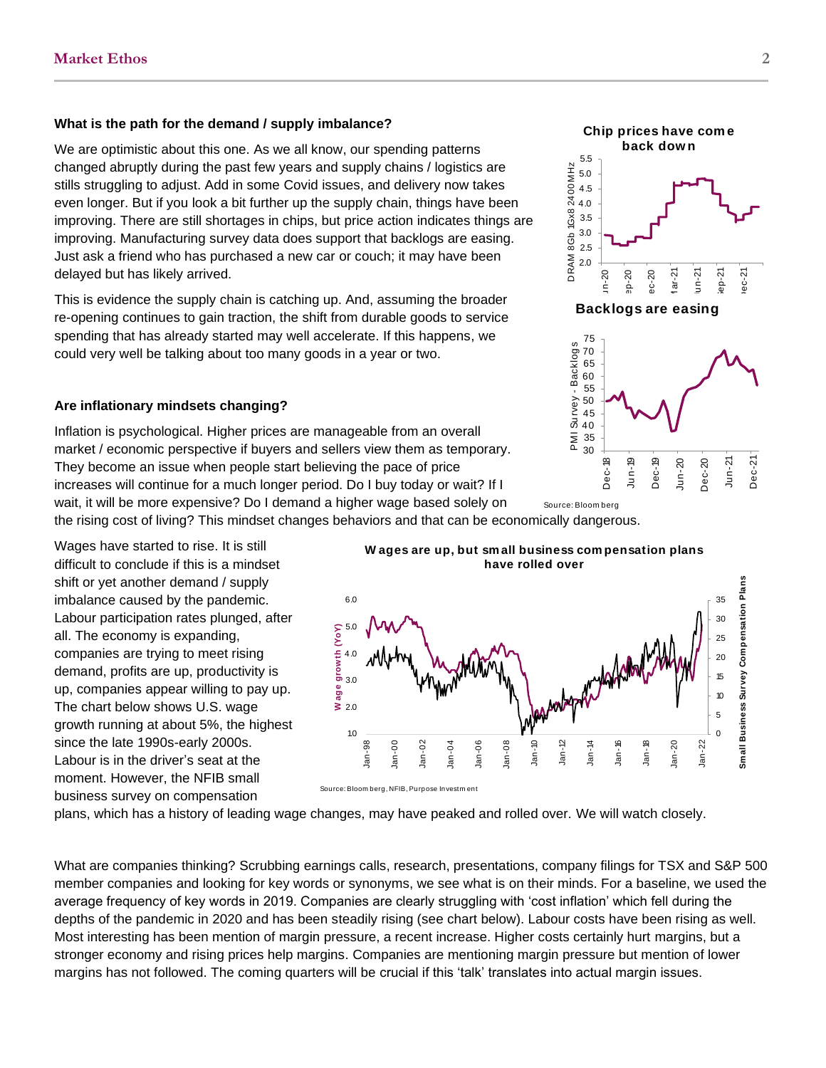### What is the path for the demand / supply imbalance?

We are optimistic about this one. As we all know, our spending patterns changed abruptly during the past few years and supply chains / logistics are stills struggling to adjust. Add in some Covid issues, and delivery now takes even longer. But if you look a bit further up the supply chain, things have been improving. There are still shortages in chips, but price action indicates things are improving. Manufacturing survey data does support that backlogs are easing. Just ask a friend who has purchased a new car or couch; it may have been delayed but has likely arrived.

This is evidence the supply chain is catching up. And, assuming the broader re-opening continues to gain traction, the shift from durable goods to service spending that has already started may well accelerate. If this happens, we could very well be talking about too many goods in a year or two.

**Chip prices have come back down**

**Backlogs are easing**

Source: Bloomberg

### Are inflationary mindsets changing?

Inflation is psychological. Higher prices are manageable from an overall market / economic perspective if buyers and sellers view them as temporary. They become an issue when people start believing the pace of price increases will continue for a much longer period. Do I buy today or wait? If I wait, it will be more expensive? Do I demand a higher wage based solely on the rising cost of living? This mindset changes behaviors and that can be economically dangerous.

Wages have started to rise. It is still difficult to conclude if this is a mindset shift or yet another demand / supply imbalance caused by the pandemic. Labour participation rates plunged, after all. The economy is expanding, companies are trying to meet rising demand, profits are up, productivity is up, companies appear willing to pay up. The chart below shows U.S. wage growth running at about 5%, the highest since the late 1990s-early 2000s. Labour is in the driver's seat at the moment. However, the NFIB small business survey on compensation plans, which has a history of leading wage changes, may have peaked and rolled over. We will watch closely.

**Wages are up, but small business compensation plans have rolled over**

Source: Bloomberg, NFIB, Purpose Investment

What are companies thinking? Scrubbing earnings calls, research, presentations, company filings for TSX and S&P 500 member companies and looking for key words or synonyms, we see what is on their minds. For a baseline, we used the average frequency of key words in 2019. Companies are clearly struggling with 'cost inflation' which fell during the depths of the pandemic in 2020 and has been steadily rising (see chart below). Labour costs have been rising as well. Most interesting has been mention of margin pressure, a recent increase. Higher costs certainly hurt margins, but a stronger economy and rising prices help margins. Companies are mentioning margin pressure but mention of lower margins has not followed. The coming quarters will be crucial if this 'talk' translates into actual margin issues.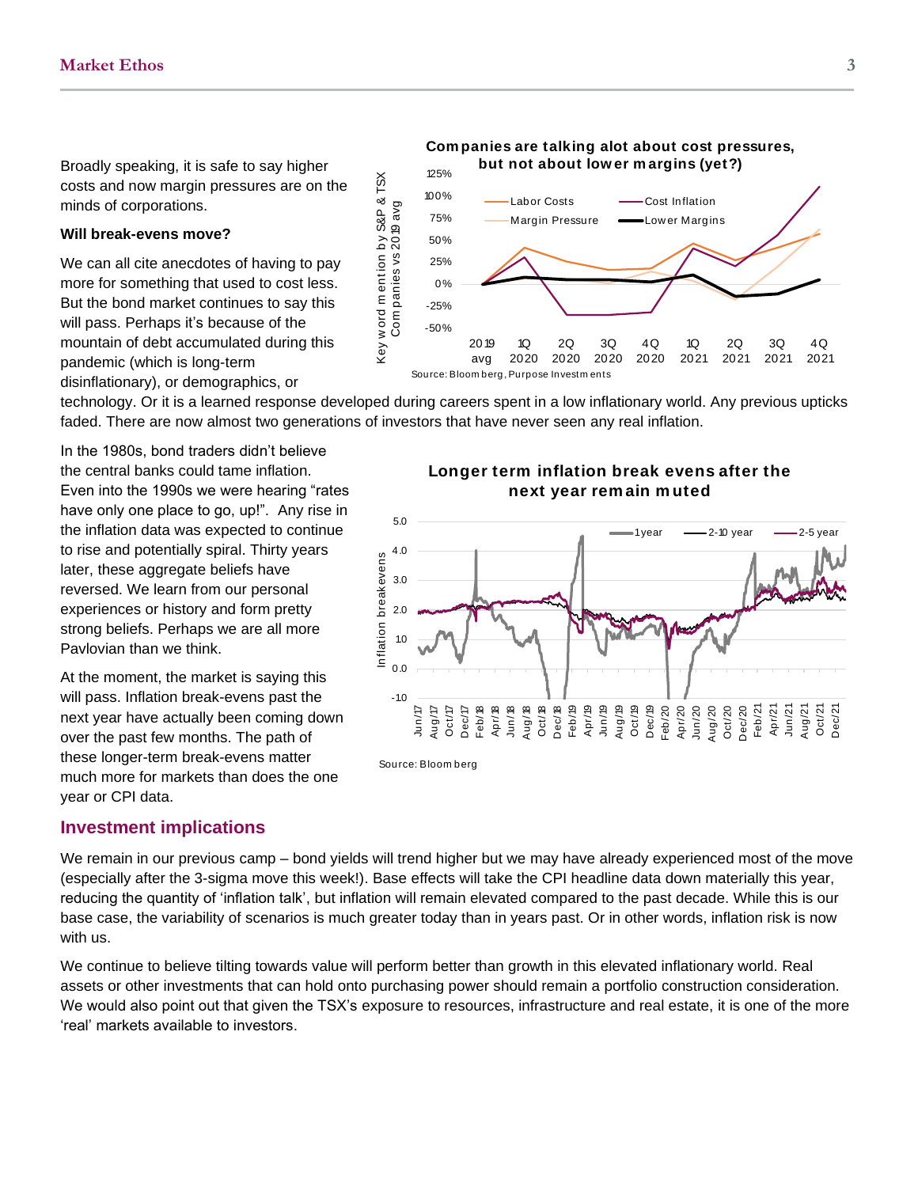Broadly speaking, it is safe to say higher costs and now margin pressures are on the minds of corporations.

**Will break-evens move?**

We can all cite anecdotes of having to pay more for something that used to cost less. But the bond market continues to say this will pass. Perhaps it's because of the mountain of debt accumulated during this pandemic (which is long-term disinflationary), or demographics, or technology. Or it is a learned response developed during careers spent in a low inflationary world. Any previous upticks faded. There are now almost two generations of investors that have never seen any real inflation.

**Companies are talking alot about cost pressures, but not about lower margins (yet?)**

Source: Bloomberg, Purpose Investments

In the 1980s, bond traders didn't believe the central banks could tame inflation. Even into the 1990s we were hearing "rates have only one place to go, up!". Any rise in the inflation data was expected to continue to rise and potentially spiral. Thirty years later, these aggregate beliefs have reversed. We learn from our personal experiences or history and form pretty strong beliefs. Perhaps we are all more Pavlovian than we think.

At the moment, the market is saying this will pass. Inflation break-evens past the next year have actually been coming down over the past few months. The path of these longer-term break-evens matter much more for markets than does the one year or CPI data.

**Longer term inflation break evens after the next year remain muted**

Source: Bloomberg

## Investment implications

We remain in our previous camp – bond yields will trend higher but we may have already experienced most of the move (especially after the 3-sigma move this week!). Base effects will take the CPI headline data down materially this year, reducing the quantity of 'inflation talk', but inflation will remain elevated compared to the past decade. While this is our base case, the variability of scenarios is much greater today than in years past. Or in other words, inflation risk is now with us.

We continue to believe tilting towards value will perform better than growth in this elevated inflationary world. Real assets or other investments that can hold onto purchasing power should remain a portfolio construction consideration. We would also point out that given the TSX's exposure to resources, infrastructure and real estate, it is one of the more 'real' markets available to investors.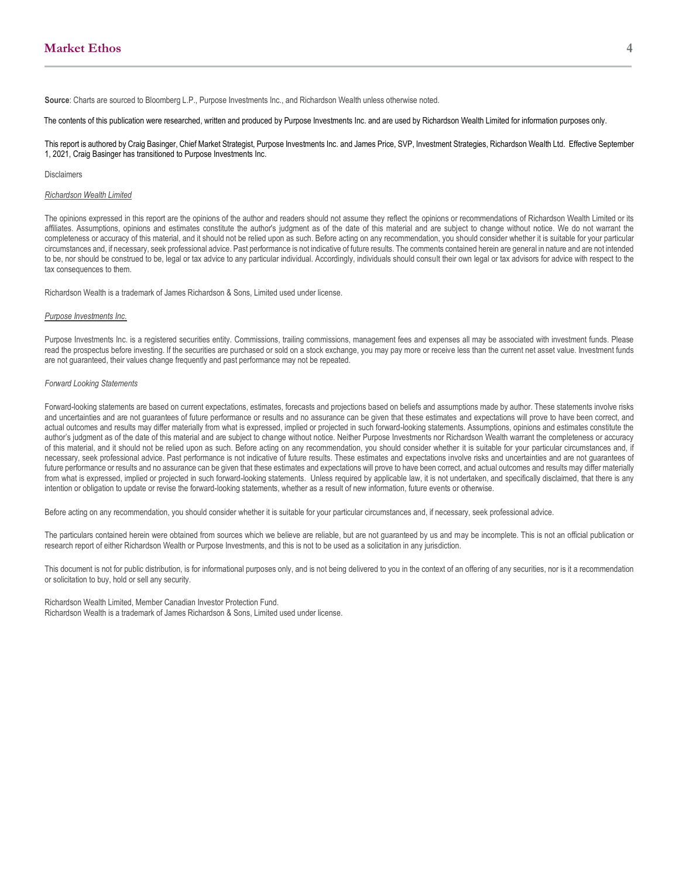**Source**: Charts are sourced to Bloomberg L.P., Purpose Investments Inc., and Richardson Wealth unless otherwise noted.

The contents of this publication were researched, written and produced by Purpose Investments Inc. and are used by Richardson Wealth Limited for information purposes only.

This report is authored by Craig Basinger, Chief Market Strategist, Purpose Investments Inc. and James Price, SVP, Investment Strategies, Richardson Wealth Ltd. Effective September 1, 2021, Craig Basinger has transitioned to Purpose Investments Inc.

Disclaimers

*Richardson Wealth Limited*

The opinions expressed in this report are the opinions of the author and readers should not assume they reflect the opinions or recommendations of Richardson Wealth Limited or its affiliates. Assumptions, opinions and estimates constitute the author's judgment as of the date of this material and are subject to change without notice. We do not warrant the completeness or accuracy of this material, and it should not be relied upon as such. Before acting on any recommendation, you should consider whether it is suitable for your particular circumstances and, if necessary, seek professional advice. Past performance is not indicative of future results. The comments contained herein are general in nature and are not intended to be, nor should be construed to be, legal or tax advice to any particular individual. Accordingly, individuals should consult their own legal or tax advisors for advice with respect to the tax consequences to them.

Richardson Wealth is a trademark of James Richardson & Sons, Limited used under license.

*Purpose Investments Inc.*

Purpose Investments Inc. is a registered securities entity. Commissions, trailing commissions, management fees and expenses all may be associated with investment funds. Please read the prospectus before investing. If the securities are purchased or sold on a stock exchange, you may pay more or receive less than the current net asset value. Investment funds are not guaranteed, their values change frequently and past performance may not be repeated.

*Forward Looking Statements*

Forward-looking statements are based on current expectations, estimates, forecasts and projections based on beliefs and assumptions made by author. These statements involve risks and uncertainties and are not guarantees of future performance or results and no assurance can be given that these estimates and expectations will prove to have been correct, and actual outcomes and results may differ materially from what is expressed, implied or projected in such forward-looking statements. Assumptions, opinions and estimates constitute the author's judgment as of the date of this material and are subject to change without notice. Neither Purpose Investments nor Richardson Wealth warrant the completeness or accuracy of this material, and it should not be relied upon as such. Before acting on any recommendation, you should consider whether it is suitable for your particular circumstances and, if necessary, seek professional advice. Past performance is not indicative of future results. These estimates and expectations involve risks and uncertainties and are not guarantees of future performance or results and no assurance can be given that these estimates and expectations will prove to have been correct, and actual outcomes and results may differ materially from what is expressed, implied or projected in such forward-looking statements. Unless required by applicable law, it is not undertaken, and specifically disclaimed, that there is any intention or obligation to update or revise the forward-looking statements, whether as a result of new information, future events or otherwise.

Before acting on any recommendation, you should consider whether it is suitable for your particular circumstances and, if necessary, seek professional advice.

The particulars contained herein were obtained from sources which we believe are reliable, but are not guaranteed by us and may be incomplete. This is not an official publication or research report of either Richardson Wealth or Purpose Investments, and this is not to be used as a solicitation in any jurisdiction.

This document is not for public distribution, is for informational purposes only, and is not being delivered to you in the context of an offering of any securities, nor is it a recommendation or solicitation to buy, hold or sell any security.

Richardson Wealth Limited, Member Canadian Investor Protection Fund.
Richardson Wealth is a trademark of James Richardson & Sons, Limited used under license.